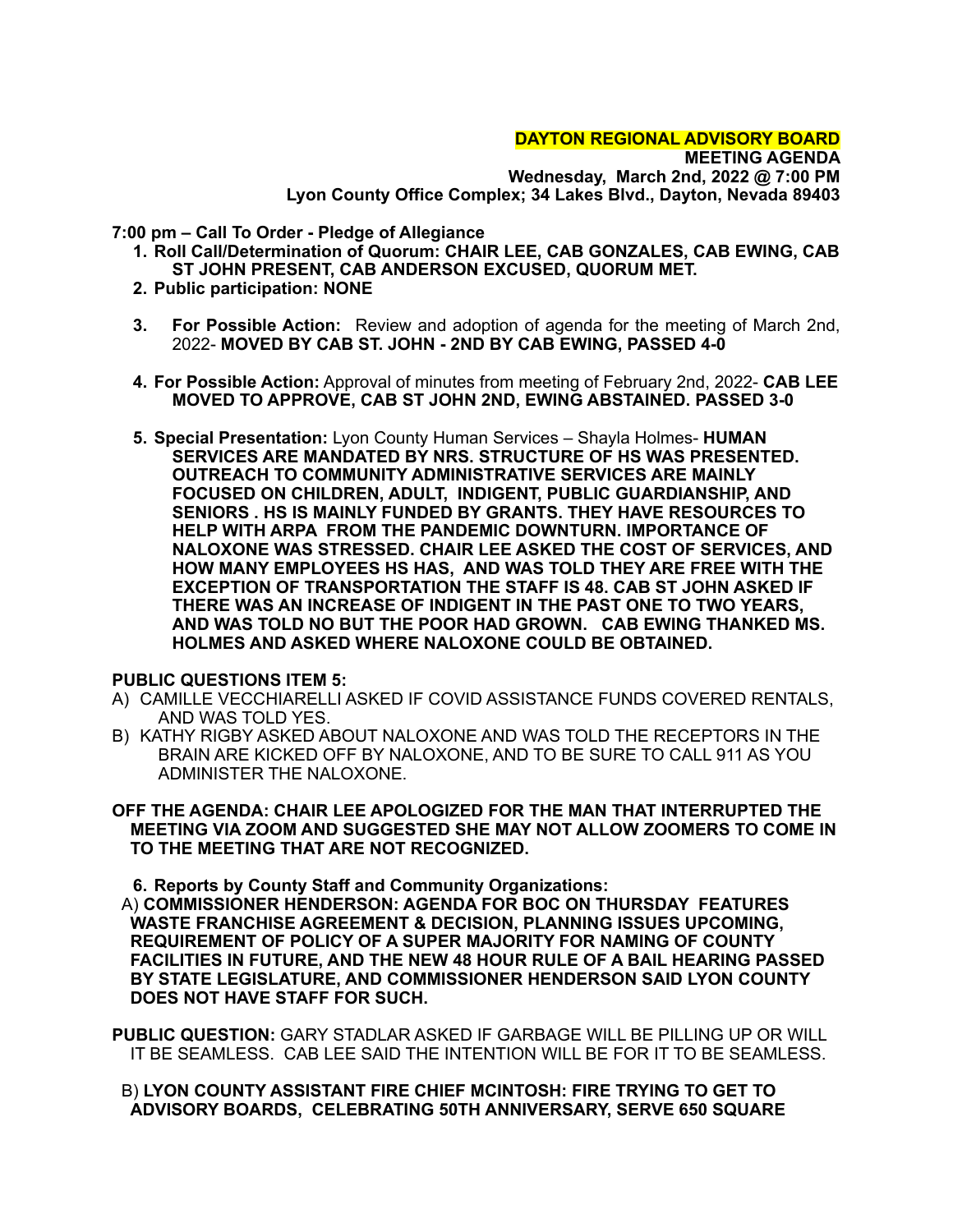**DAYTON REGIONAL ADVISORY BOARD**
**MEETING AGENDA**
**Wednesday, March 2nd, 2022 @ 7:00 PM**
**Lyon County Office Complex; 34 Lakes Blvd., Dayton, Nevada 89403**

**7:00 pm – Call To Order - Pledge of Allegiance**

1. **Roll Call/Determination of Quorum: CHAIR LEE, CAB GONZALES, CAB EWING, CAB ST JOHN PRESENT, CAB ANDERSON EXCUSED, QUORUM MET.**
2. **Public participation: NONE**
3. **For Possible Action:** Review and adoption of agenda for the meeting of March 2nd, 2022- **MOVED BY CAB ST. JOHN - 2ND BY CAB EWING, PASSED 4-0**
4. **For Possible Action:** Approval of minutes from meeting of February 2nd, 2022- **CAB LEE MOVED TO APPROVE, CAB ST JOHN 2ND, EWING ABSTAINED. PASSED 3-0**
5. **Special Presentation:** Lyon County Human Services – Shayla Holmes- **HUMAN SERVICES ARE MANDATED BY NRS. STRUCTURE OF HS WAS PRESENTED. OUTREACH TO COMMUNITY ADMINISTRATIVE SERVICES ARE MAINLY FOCUSED ON CHILDREN, ADULT, INDIGENT, PUBLIC GUARDIANSHIP, AND SENIORS . HS IS MAINLY FUNDED BY GRANTS. THEY HAVE RESOURCES TO HELP WITH ARPA FROM THE PANDEMIC DOWNTURN. IMPORTANCE OF NALOXONE WAS STRESSED. CHAIR LEE ASKED THE COST OF SERVICES, AND HOW MANY EMPLOYEES HS HAS, AND WAS TOLD THEY ARE FREE WITH THE EXCEPTION OF TRANSPORTATION THE STAFF IS 48. CAB ST JOHN ASKED IF THERE WAS AN INCREASE OF INDIGENT IN THE PAST ONE TO TWO YEARS, AND WAS TOLD NO BUT THE POOR HAD GROWN. CAB EWING THANKED MS. HOLMES AND ASKED WHERE NALOXONE COULD BE OBTAINED.**

**PUBLIC QUESTIONS ITEM 5:**

A) CAMILLE VECCHIARELLI ASKED IF COVID ASSISTANCE FUNDS COVERED RENTALS, AND WAS TOLD YES.

B) KATHY RIGBY ASKED ABOUT NALOXONE AND WAS TOLD THE RECEPTORS IN THE BRAIN ARE KICKED OFF BY NALOXONE, AND TO BE SURE TO CALL 911 AS YOU ADMINISTER THE NALOXONE.

**OFF THE AGENDA: CHAIR LEE APOLOGIZED FOR THE MAN THAT INTERRUPTED THE MEETING VIA ZOOM AND SUGGESTED SHE MAY NOT ALLOW ZOOMERS TO COME IN TO THE MEETING THAT ARE NOT RECOGNIZED.**

6. **Reports by County Staff and Community Organizations:**

A) **COMMISSIONER HENDERSON: AGENDA FOR BOC ON THURSDAY FEATURES WASTE FRANCHISE AGREEMENT & DECISION, PLANNING ISSUES UPCOMING, REQUIREMENT OF POLICY OF A SUPER MAJORITY FOR NAMING OF COUNTY FACILITIES IN FUTURE, AND THE NEW 48 HOUR RULE OF A BAIL HEARING PASSED BY STATE LEGISLATURE, AND COMMISSIONER HENDERSON SAID LYON COUNTY DOES NOT HAVE STAFF FOR SUCH.**

**PUBLIC QUESTION:** GARY STADLAR ASKED IF GARBAGE WILL BE PILLING UP OR WILL IT BE SEAMLESS. CAB LEE SAID THE INTENTION WILL BE FOR IT TO BE SEAMLESS.

B) **LYON COUNTY ASSISTANT FIRE CHIEF MCINTOSH: FIRE TRYING TO GET TO ADVISORY BOARDS, CELEBRATING 50TH ANNIVERSARY, SERVE 650 SQUARE**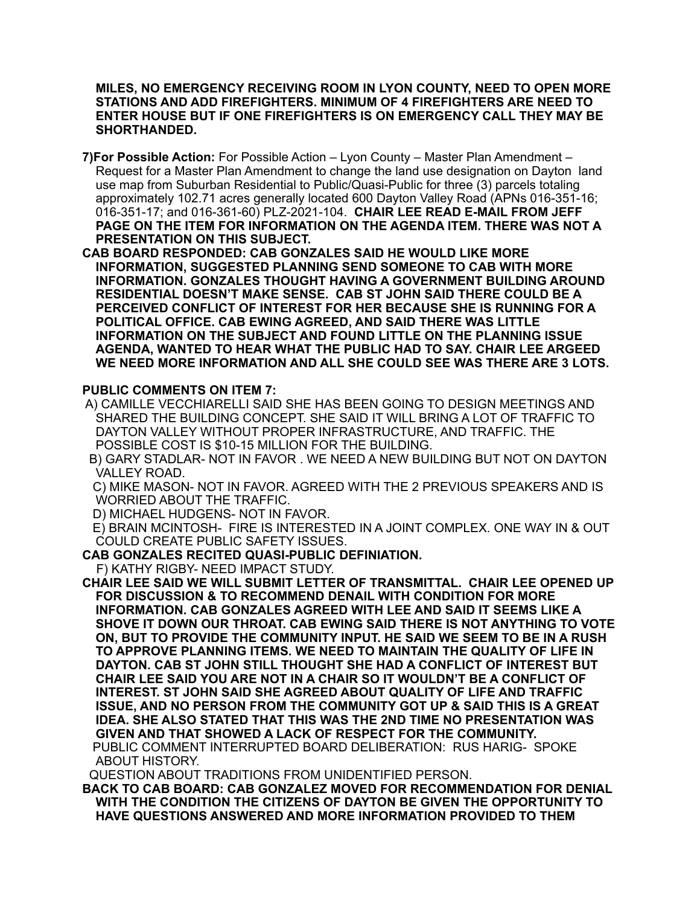**MILES, NO EMERGENCY RECEIVING ROOM IN LYON COUNTY, NEED TO OPEN MORE STATIONS AND ADD FIREFIGHTERS. MINIMUM OF 4 FIREFIGHTERS ARE NEED TO ENTER HOUSE BUT IF ONE FIREFIGHTERS IS ON EMERGENCY CALL THEY MAY BE SHORTHANDED.**

**7)For Possible Action:** For Possible Action – Lyon County – Master Plan Amendment – Request for a Master Plan Amendment to change the land use designation on Dayton land use map from Suburban Residential to Public/Quasi-Public for three (3) parcels totaling approximately 102.71 acres generally located 600 Dayton Valley Road (APNs 016-351-16; 016-351-17; and 016-361-60) PLZ-2021-104. **CHAIR LEE READ E-MAIL FROM JEFF PAGE ON THE ITEM FOR INFORMATION ON THE AGENDA ITEM. THERE WAS NOT A PRESENTATION ON THIS SUBJECT.**

**CAB BOARD RESPONDED: CAB GONZALES SAID HE WOULD LIKE MORE INFORMATION, SUGGESTED PLANNING SEND SOMEONE TO CAB WITH MORE INFORMATION. GONZALES THOUGHT HAVING A GOVERNMENT BUILDING AROUND RESIDENTIAL DOESN'T MAKE SENSE. CAB ST JOHN SAID THERE COULD BE A PERCEIVED CONFLICT OF INTEREST FOR HER BECAUSE SHE IS RUNNING FOR A POLITICAL OFFICE. CAB EWING AGREED, AND SAID THERE WAS LITTLE INFORMATION ON THE SUBJECT AND FOUND LITTLE ON THE PLANNING ISSUE AGENDA, WANTED TO HEAR WHAT THE PUBLIC HAD TO SAY. CHAIR LEE ARGEED WE NEED MORE INFORMATION AND ALL SHE COULD SEE WAS THERE ARE 3 LOTS.**

**PUBLIC COMMENTS ON ITEM 7:**

A) CAMILLE VECCHIARELLI SAID SHE HAS BEEN GOING TO DESIGN MEETINGS AND SHARED THE BUILDING CONCEPT. SHE SAID IT WILL BRING A LOT OF TRAFFIC TO DAYTON VALLEY WITHOUT PROPER INFRASTRUCTURE, AND TRAFFIC. THE POSSIBLE COST IS $10-15 MILLION FOR THE BUILDING.

B) GARY STADLAR- NOT IN FAVOR . WE NEED A NEW BUILDING BUT NOT ON DAYTON VALLEY ROAD.

C) MIKE MASON- NOT IN FAVOR. AGREED WITH THE 2 PREVIOUS SPEAKERS AND IS WORRIED ABOUT THE TRAFFIC.

D) MICHAEL HUDGENS- NOT IN FAVOR.

E) BRAIN MCINTOSH- FIRE IS INTERESTED IN A JOINT COMPLEX. ONE WAY IN & OUT COULD CREATE PUBLIC SAFETY ISSUES.

**CAB GONZALES RECITED QUASI-PUBLIC DEFINIATION.**

F) KATHY RIGBY- NEED IMPACT STUDY.

**CHAIR LEE SAID WE WILL SUBMIT LETTER OF TRANSMITTAL. CHAIR LEE OPENED UP FOR DISCUSSION & TO RECOMMEND DENAIL WITH CONDITION FOR MORE INFORMATION. CAB GONZALES AGREED WITH LEE AND SAID IT SEEMS LIKE A SHOVE IT DOWN OUR THROAT. CAB EWING SAID THERE IS NOT ANYTHING TO VOTE ON, BUT TO PROVIDE THE COMMUNITY INPUT. HE SAID WE SEEM TO BE IN A RUSH TO APPROVE PLANNING ITEMS. WE NEED TO MAINTAIN THE QUALITY OF LIFE IN DAYTON. CAB ST JOHN STILL THOUGHT SHE HAD A CONFLICT OF INTEREST BUT CHAIR LEE SAID YOU ARE NOT IN A CHAIR SO IT WOULDN'T BE A CONFLICT OF INTEREST. ST JOHN SAID SHE AGREED ABOUT QUALITY OF LIFE AND TRAFFIC ISSUE, AND NO PERSON FROM THE COMMUNITY GOT UP & SAID THIS IS A GREAT IDEA. SHE ALSO STATED THAT THIS WAS THE 2ND TIME NO PRESENTATION WAS GIVEN AND THAT SHOWED A LACK OF RESPECT FOR THE COMMUNITY.**

PUBLIC COMMENT INTERRUPTED BOARD DELIBERATION: RUS HARIG- SPOKE ABOUT HISTORY.

QUESTION ABOUT TRADITIONS FROM UNIDENTIFIED PERSON.

**BACK TO CAB BOARD: CAB GONZALEZ MOVED FOR RECOMMENDATION FOR DENIAL WITH THE CONDITION THE CITIZENS OF DAYTON BE GIVEN THE OPPORTUNITY TO HAVE QUESTIONS ANSWERED AND MORE INFORMATION PROVIDED TO THEM**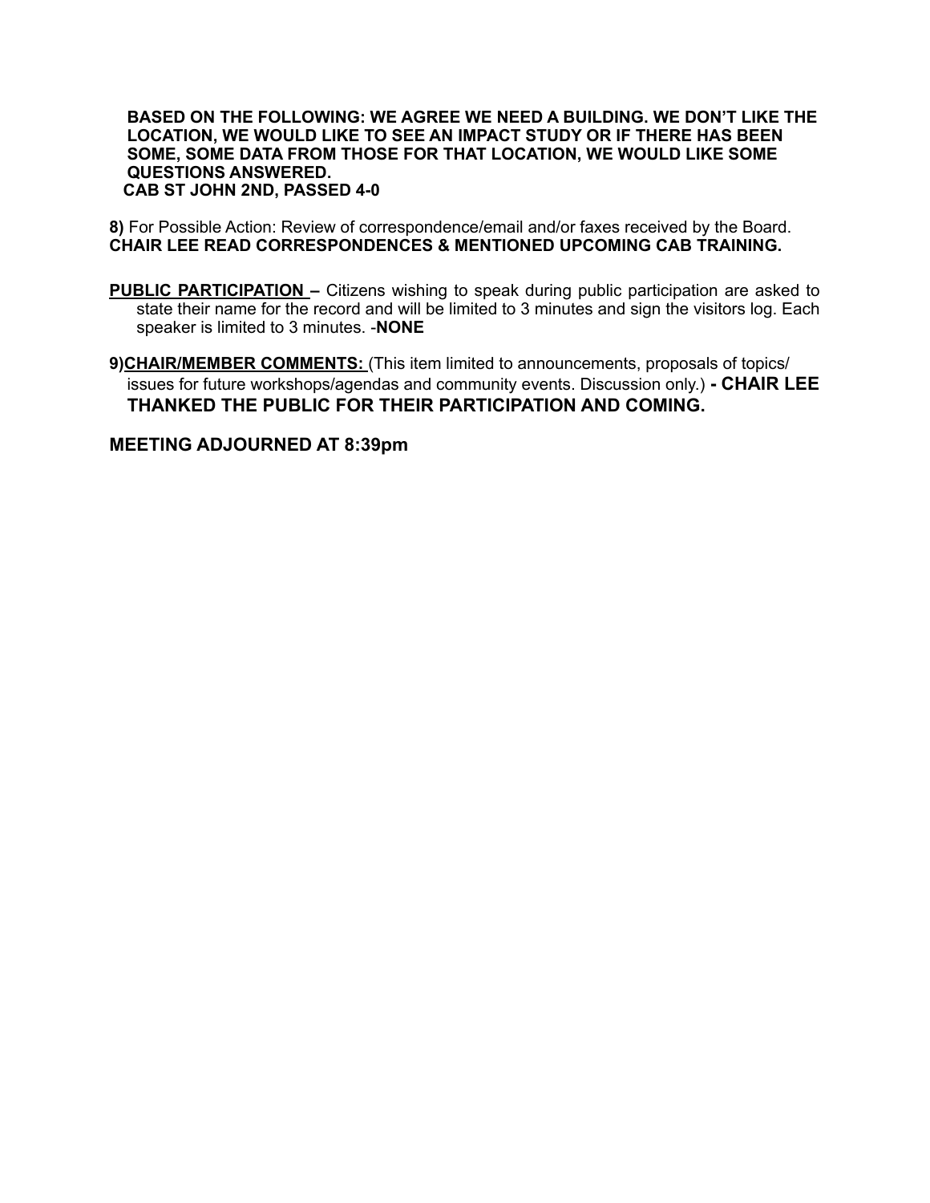**BASED ON THE FOLLOWING: WE AGREE WE NEED A BUILDING. WE DON'T LIKE THE LOCATION, WE WOULD LIKE TO SEE AN IMPACT STUDY OR IF THERE HAS BEEN SOME, SOME DATA FROM THOSE FOR THAT LOCATION, WE WOULD LIKE SOME QUESTIONS ANSWERED.**
**CAB ST JOHN 2ND, PASSED 4-0**

**8)** For Possible Action: Review of correspondence/email and/or faxes received by the Board.
**CHAIR LEE READ CORRESPONDENCES & MENTIONED UPCOMING CAB TRAINING.**

**PUBLIC PARTICIPATION –** Citizens wishing to speak during public participation are asked to state their name for the record and will be limited to 3 minutes and sign the visitors log. Each speaker is limited to 3 minutes. -**NONE**

**9)CHAIR/MEMBER COMMENTS:** (This item limited to announcements, proposals of topics/ issues for future workshops/agendas and community events. Discussion only.) **- CHAIR LEE THANKED THE PUBLIC FOR THEIR PARTICIPATION AND COMING.**

**MEETING ADJOURNED AT 8:39pm**